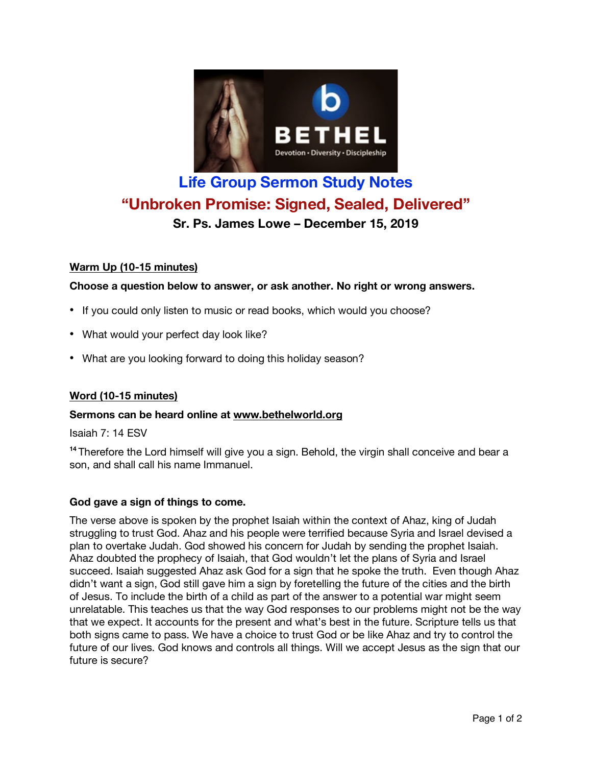# Life Group Sermon Study Notes

## "Unbroken Promise: Signed, Sealed, Delivered"

### Sr. Ps. James Lowe – December 15, 2019

**Warm Up (10-15 minutes)**

**Choose a question below to answer, or ask another. No right or wrong answers.**

- If you could only listen to music or read books, which would you choose?
- What would your perfect day look like?
- What are you looking forward to doing this holiday season?

**Word (10-15 minutes)**

**Sermons can be heard online at www.bethelworld.org**

Isaiah 7: 14 ESV

[14] Therefore the Lord himself will give you a sign. Behold, the virgin shall conceive and bear a son, and shall call his name Immanuel.

**God gave a sign of things to come.**

The verse above is spoken by the prophet Isaiah within the context of Ahaz, king of Judah struggling to trust God. Ahaz and his people were terrified because Syria and Israel devised a plan to overtake Judah. God showed his concern for Judah by sending the prophet Isaiah. Ahaz doubted the prophecy of Isaiah, that God wouldn't let the plans of Syria and Israel succeed. Isaiah suggested Ahaz ask God for a sign that he spoke the truth. Even though Ahaz didn't want a sign, God still gave him a sign by foretelling the future of the cities and the birth of Jesus. To include the birth of a child as part of the answer to a potential war might seem unrelatable. This teaches us that the way God responses to our problems might not be the way that we expect. It accounts for the present and what's best in the future. Scripture tells us that both signs came to pass. We have a choice to trust God or be like Ahaz and try to control the future of our lives. God knows and controls all things. Will we accept Jesus as the sign that our future is secure?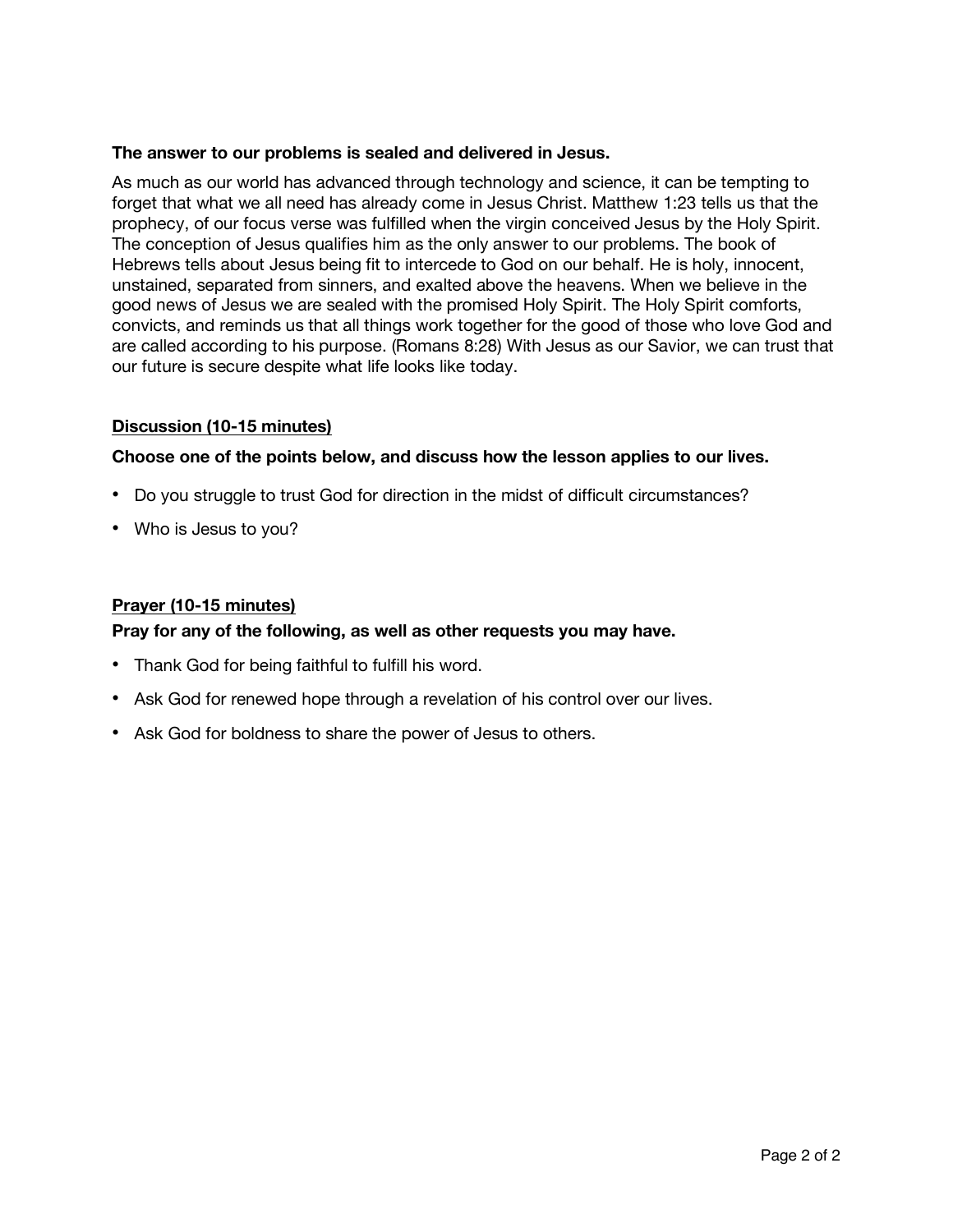**The answer to our problems is sealed and delivered in Jesus.**

As much as our world has advanced through technology and science, it can be tempting to forget that what we all need has already come in Jesus Christ. Matthew 1:23 tells us that the prophecy, of our focus verse was fulfilled when the virgin conceived Jesus by the Holy Spirit. The conception of Jesus qualifies him as the only answer to our problems. The book of Hebrews tells about Jesus being fit to intercede to God on our behalf. He is holy, innocent, unstained, separated from sinners, and exalted above the heavens. When we believe in the good news of Jesus we are sealed with the promised Holy Spirit. The Holy Spirit comforts, convicts, and reminds us that all things work together for the good of those who love God and are called according to his purpose. (Romans 8:28) With Jesus as our Savior, we can trust that our future is secure despite what life looks like today.

## Discussion (10-15 minutes)

**Choose one of the points below, and discuss how the lesson applies to our lives.**

- Do you struggle to trust God for direction in the midst of difficult circumstances?
- Who is Jesus to you?

## Prayer (10-15 minutes)

**Pray for any of the following, as well as other requests you may have.**

- Thank God for being faithful to fulfill his word.
- Ask God for renewed hope through a revelation of his control over our lives.
- Ask God for boldness to share the power of Jesus to others.